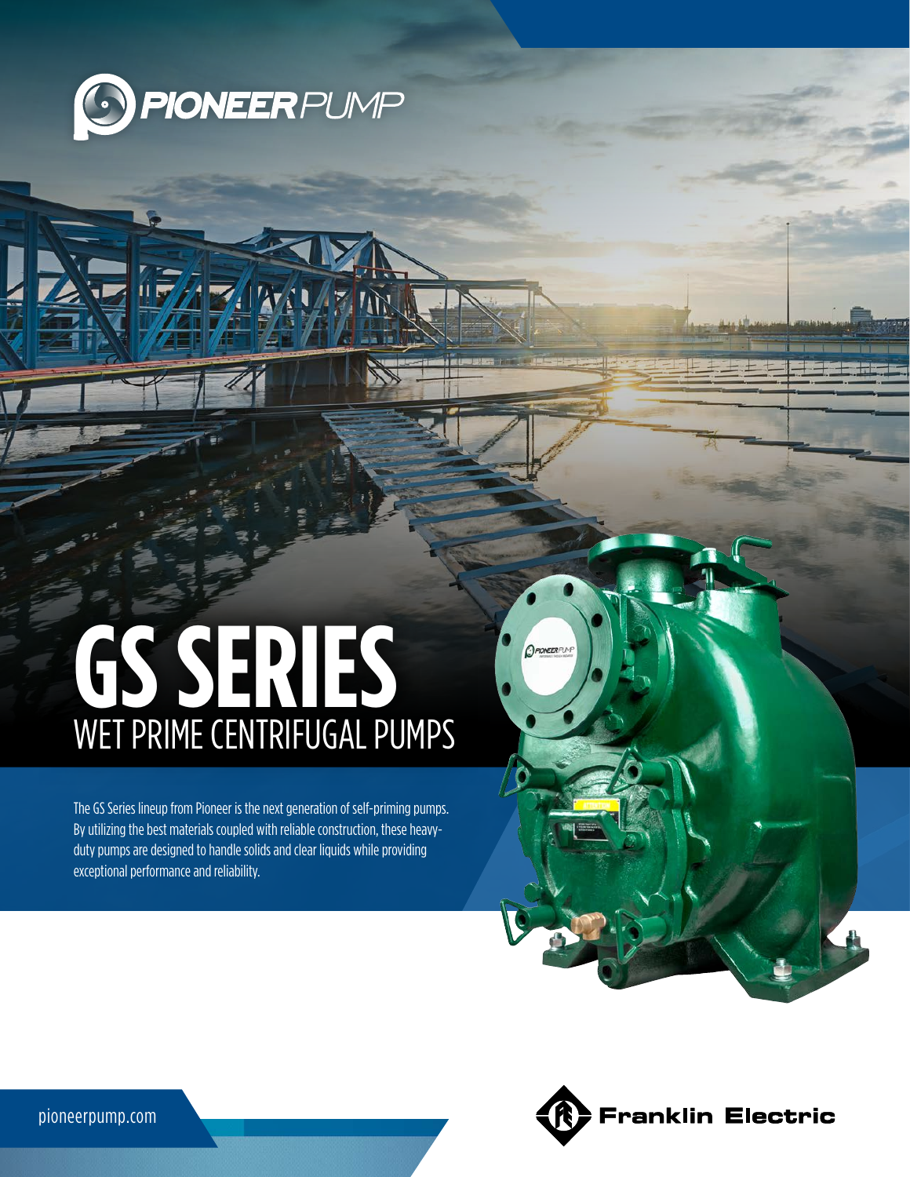PIONEER PUMP

# GS SERIES

## WET PRIME CENTRIFUGAL PUMPS

The GS Series lineup from Pioneer is the next generation of self-priming pumps. By utilizing the best materials coupled with reliable construction, these heavy-duty pumps are designed to handle solids and clear liquids while providing exceptional performance and reliability.

pioneerpump.com

Franklin Electric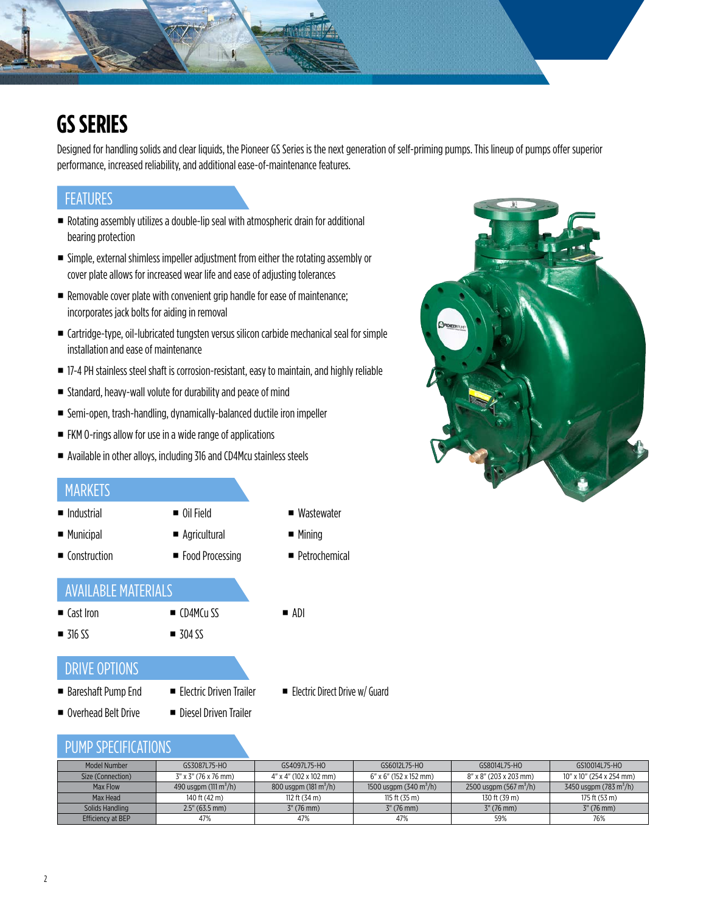# GS SERIES

Designed for handling solids and clear liquids, the Pioneer GS Series is the next generation of self-priming pumps. This lineup of pumps offer superior performance, increased reliability, and additional ease-of-maintenance features.

## FEATURES

- Rotating assembly utilizes a double-lip seal with atmospheric drain for additional bearing protection
- Simple, external shimless impeller adjustment from either the rotating assembly or cover plate allows for increased wear life and ease of adjusting tolerances
- Removable cover plate with convenient grip handle for ease of maintenance; incorporates jack bolts for aiding in removal
- Cartridge-type, oil-lubricated tungsten versus silicon carbide mechanical seal for simple installation and ease of maintenance
- 17-4 PH stainless steel shaft is corrosion-resistant, easy to maintain, and highly reliable
- Standard, heavy-wall volute for durability and peace of mind
- Semi-open, trash-handling, dynamically-balanced ductile iron impeller
- FKM O-rings allow for use in a wide range of applications
- Available in other alloys, including 316 and CD4Mcu stainless steels

## MARKETS

- Industrial
- Municipal
- Construction
- Oil Field
- Agricultural
- Food Processing
- Wastewater
- Mining
- Petrochemical

## AVAILABLE MATERIALS

- Cast Iron
- 316 SS
- CD4MCu SS
- 304 SS
- ADI

## DRIVE OPTIONS

- Bareshaft Pump End
- Overhead Belt Drive
- Electric Driven Trailer
- Diesel Driven Trailer
- Electric Direct Drive w/ Guard

## PUMP SPECIFICATIONS

| Model Number | GS3087L75-HO | GS4097L75-HO | GS6012L75-HO | GS8014L75-HO | GS10014L75-HO |
|---|---|---|---|---|---|
| Size (Connection) | 3" x 3" (76 x 76 mm) | 4" x 4" (102 x 102 mm) | 6" x 6" (152 x 152 mm) | 8" x 8" (203 x 203 mm) | 10" x 10" (254 x 254 mm) |
| Max Flow | 490 usgpm (111 m$^3$/h) | 800 usgpm (181 m$^3$/h) | 1500 usgpm (340 m$^3$/h) | 2500 usgpm (567 m$^3$/h) | 3450 usgpm (783 m$^3$/h) |
| Max Head | 140 ft (42 m) | 112 ft (34 m) | 115 ft (35 m) | 130 ft (39 m) | 175 ft (53 m) |
| Solids Handling | 2.5" (63.5 mm) | 3" (76 mm) | 3" (76 mm) | 3" (76 mm) | 3" (76 mm) |
| Efficiency at BEP | 47% | 47% | 47% | 59% | 76% |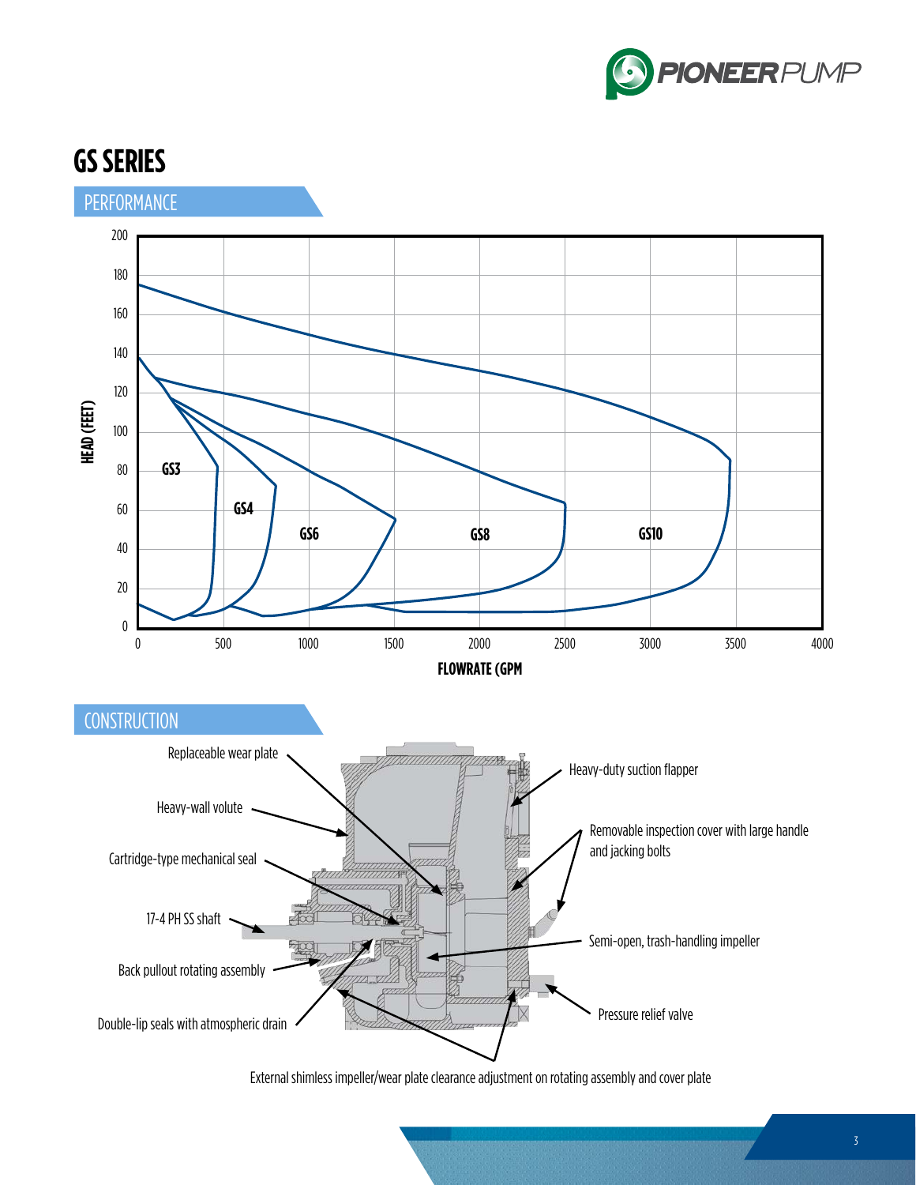# GS SERIES

## PERFORMANCE

HEAD (FEET)

200, 180, 160, 140, 120, 100, 80, 60, 40, 20, 0

GS3 GS4 GS6 GS8 GS10

0, 500, 1000, 1500, 2000, 2500, 3000, 3500, 4000

FLOWRATE (GPM

## CONSTRUCTION

- Replaceable wear plate
- Heavy-wall volute
- Cartridge-type mechanical seal
- 17-4 PH SS shaft
- Back pullout rotating assembly
- Double-lip seals with atmospheric drain
- Heavy-duty suction flapper
- Removable inspection cover with large handle and jacking bolts
- Semi-open, trash-handling impeller
- Pressure relief valve
- External shimless impeller/wear plate clearance adjustment on rotating assembly and cover plate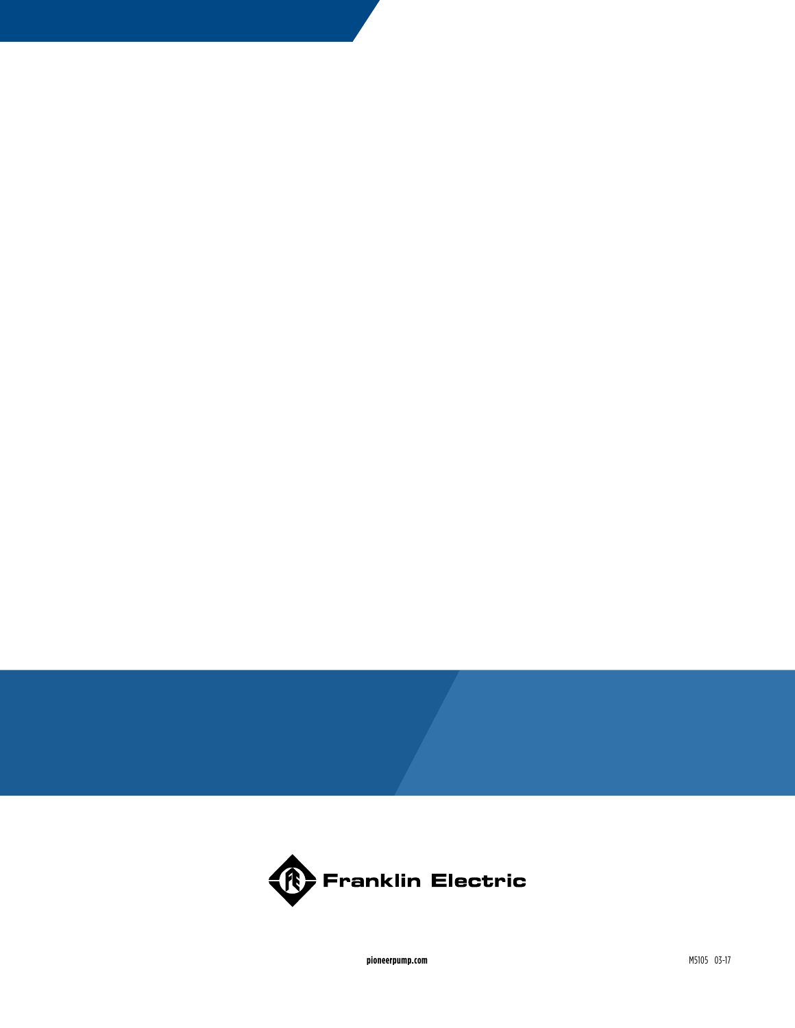Franklin Electric

pioneerpump.com

M5105 03-17